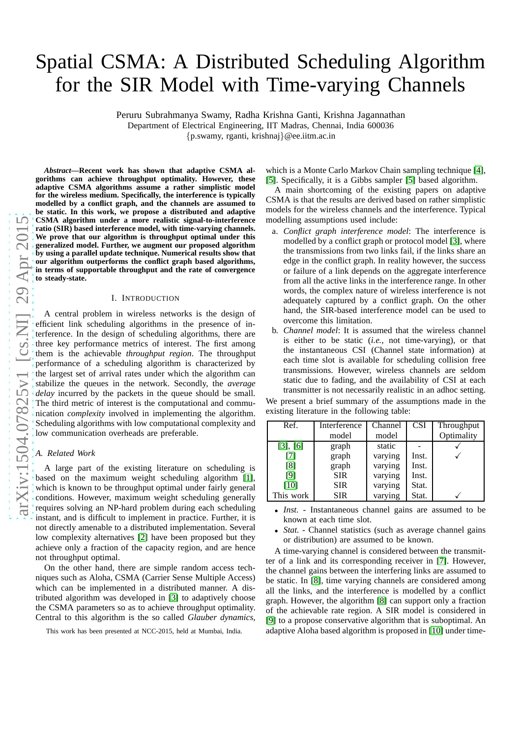# Spatial CSMA: A Distributed Scheduling Algorithm for the SIR Model with Time-varying Channels

Peruru Subrahmanya Swamy, Radha Krishna Ganti, Krishna Jagannathan
Department of Electrical Engineering, IIT Madras, Chennai, India 600036
{p.swamy, rganti, krishnaj}@ee.iitm.ac.in

***Abstract*—Recent work has shown that adaptive CSMA algorithms can achieve throughput optimality. However, these adaptive CSMA algorithms assume a rather simplistic model for the wireless medium. Specifically, the interference is typically modelled by a conflict graph, and the channels are assumed to be static. In this work, we propose a distributed and adaptive CSMA algorithm under a more realistic signal-to-interference ratio (SIR) based interference model, with time-varying channels. We prove that our algorithm is throughput optimal under this generalized model. Further, we augment our proposed algorithm by using a parallel update technique. Numerical results show that our algorithm outperforms the conflict graph based algorithms, in terms of supportable throughput and the rate of convergence to steady-state.**

## I. Introduction

A central problem in wireless networks is the design of efficient link scheduling algorithms in the presence of interference. In the design of scheduling algorithms, there are three key performance metrics of interest. The first among them is the achievable *throughput region*. The throughput performance of a scheduling algorithm is characterized by the largest set of arrival rates under which the algorithm can stabilize the queues in the network. Secondly, the *average delay* incurred by the packets in the queue should be small. The third metric of interest is the computational and communication *complexity* involved in implementing the algorithm. Scheduling algorithms with low computational complexity and low communication overheads are preferable.

### A. Related Work

A large part of the existing literature on scheduling is based on the maximum weight scheduling algorithm [1], which is known to be throughput optimal under fairly general conditions. However, maximum weight scheduling generally requires solving an NP-hard problem during each scheduling instant, and is difficult to implement in practice. Further, it is not directly amenable to a distributed implementation. Several low complexity alternatives [2] have been proposed but they achieve only a fraction of the capacity region, and are hence not throughput optimal.

On the other hand, there are simple random access techniques such as Aloha, CSMA (Carrier Sense Multiple Access) which can be implemented in a distributed manner. A distributed algorithm was developed in [3] to adaptively choose the CSMA parameters so as to achieve throughput optimality. Central to this algorithm is the so called *Glauber dynamics*, which is a Monte Carlo Markov Chain sampling technique [4], [5]. Specifically, it is a Gibbs sampler [5] based algorithm.

A main shortcoming of the existing papers on adaptive CSMA is that the results are derived based on rather simplistic models for the wireless channels and the interference. Typical modelling assumptions used include:

a. *Conflict graph interference model*: The interference is modelled by a conflict graph or protocol model [3], where the transmissions from two links fail, if the links share an edge in the conflict graph. In reality however, the success or failure of a link depends on the aggregate interference from all the active links in the interference range. In other words, the complex nature of wireless interference is not adequately captured by a conflict graph. On the other hand, the SIR-based interference model can be used to overcome this limitation.
b. *Channel model*: It is assumed that the wireless channel is either to be static (*i.e.*, not time-varying), or that the instantaneous CSI (Channel state information) at each time slot is available for scheduling collision free transmissions. However, wireless channels are seldom static due to fading, and the availability of CSI at each transmitter is not necessarily realistic in an adhoc setting.

We present a brief summary of the assumptions made in the existing literature in the following table:

| Ref. | Interference model | Channel model | CSI | Throughput Optimality |
|---|---|---|---|---|
| [3], [6] | graph | static | - | ✓ |
| [7] | graph | varying | Inst. | ✓ |
| [8] | graph | varying | Inst. | |
| [9] | SIR | varying | Inst. | |
| [10] | SIR | varying | Stat. | |
| This work | SIR | varying | Stat. | ✓ |

- *Inst.* - Instantaneous channel gains are assumed to be known at each time slot.
- *Stat.* - Channel statistics (such as average channel gains or distribution) are assumed to be known.

A time-varying channel is considered between the transmitter of a link and its corresponding receiver in [7]. However, the channel gains between the interfering links are assumed to be static. In [8], time varying channels are considered among all the links, and the interference is modelled by a conflict graph. However, the algorithm [8] can support only a fraction of the achievable rate region. A SIR model is considered in [9] to a propose conservative algorithm that is suboptimal. An adaptive Aloha based algorithm is proposed in [10] under time-

This work has been presented at NCC-2015, held at Mumbai, India.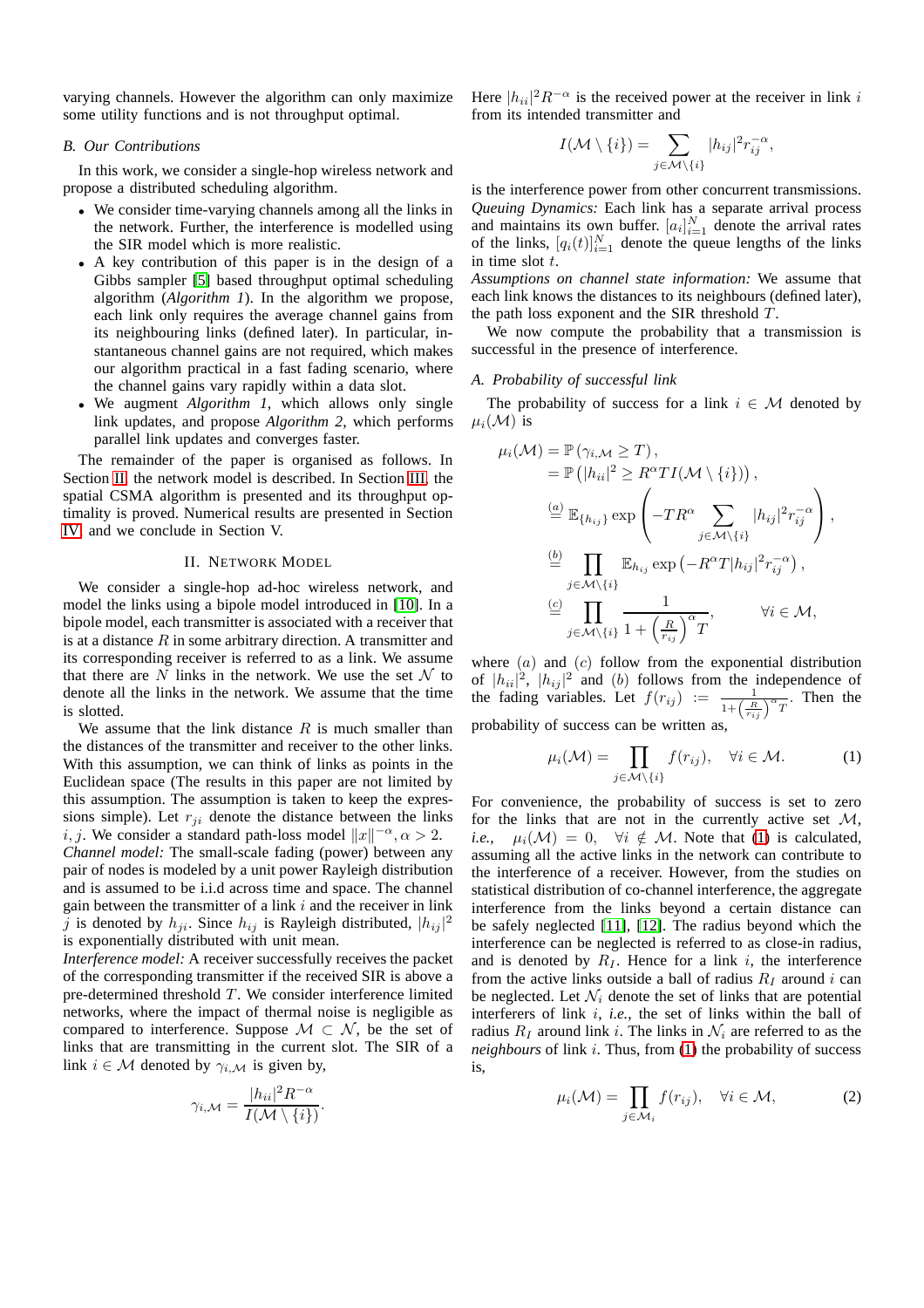varying channels. However the algorithm can only maximize some utility functions and is not throughput optimal.

### B. Our Contributions

In this work, we consider a single-hop wireless network and propose a distributed scheduling algorithm.

- We consider time-varying channels among all the links in the network. Further, the interference is modelled using the SIR model which is more realistic.
- A key contribution of this paper is in the design of a Gibbs sampler [5] based throughput optimal scheduling algorithm (*Algorithm 1*). In the algorithm we propose, each link only requires the average channel gains from its neighbouring links (defined later). In particular, instantaneous channel gains are not required, which makes our algorithm practical in a fast fading scenario, where the channel gains vary rapidly within a data slot.
- We augment *Algorithm 1*, which allows only single link updates, and propose *Algorithm 2*, which performs parallel link updates and converges faster.

The remainder of the paper is organised as follows. In Section II, the network model is described. In Section III, the spatial CSMA algorithm is presented and its throughput optimality is proved. Numerical results are presented in Section IV, and we conclude in Section V.

## II. Network Model

We consider a single-hop ad-hoc wireless network, and model the links using a bipole model introduced in [10]. In a bipole model, each transmitter is associated with a receiver that is at a distance $R$ in some arbitrary direction. A transmitter and its corresponding receiver is referred to as a link. We assume that there are $N$ links in the network. We use the set $\mathcal{N}$ to denote all the links in the network. We assume that the time is slotted.

We assume that the link distance $R$ is much smaller than the distances of the transmitter and receiver to the other links. With this assumption, we can think of links as points in the Euclidean space (The results in this paper are not limited by this assumption. The assumption is taken to keep the expressions simple). Let $r_{ji}$ denote the distance between the links $i, j$. We consider a standard path-loss model $\|x\|^{-\alpha}, \alpha > 2$.

*Channel model:* The small-scale fading (power) between any pair of nodes is modeled by a unit power Rayleigh distribution and is assumed to be i.i.d across time and space. The channel gain between the transmitter of a link $i$ and the receiver in link $j$ is denoted by $h_{ji}$. Since $h_{ij}$ is Rayleigh distributed, $|h_{ij}|^2$ is exponentially distributed with unit mean.

*Interference model:* A receiver successfully receives the packet of the corresponding transmitter if the received SIR is above a pre-determined threshold $T$. We consider interference limited networks, where the impact of thermal noise is negligible as compared to interference. Suppose $\mathcal{M} \subset \mathcal{N}$, be the set of links that are transmitting in the current slot. The SIR of a link $i \in \mathcal{M}$ denoted by $\gamma_{i,\mathcal{M}}$ is given by,

$$\gamma_{i,\mathcal{M}} = \frac{|h_{ii}|^2 R^{-\alpha}}{I(\mathcal{M} \setminus \{i\})}.$$

Here $|h_{ii}|^2 R^{-\alpha}$ is the received power at the receiver in link $i$ from its intended transmitter and

$$I(\mathcal{M} \setminus \{i\}) = \sum_{j \in \mathcal{M} \setminus \{i\}} |h_{ij}|^2 r_{ij}^{-\alpha},$$

is the interference power from other concurrent transmissions.

*Queuing Dynamics:* Each link has a separate arrival process and maintains its own buffer. $[a_i]_{i=1}^N$ denote the arrival rates of the links, $[q_i(t)]_{i=1}^N$ denote the queue lengths of the links in time slot $t$.

*Assumptions on channel state information:* We assume that each link knows the distances to its neighbours (defined later), the path loss exponent and the SIR threshold $T$.

We now compute the probability that a transmission is successful in the presence of interference.

### A. Probability of successful link

The probability of success for a link $i \in \mathcal{M}$ denoted by $\mu_i(\mathcal{M})$ is

$$\begin{aligned}
\mu_i(\mathcal{M}) &= \mathbb{P}\left(\gamma_{i,\mathcal{M}} \geq T\right), \\
&= \mathbb{P}\left(|h_{ii}|^2 \geq R^\alpha T I(\mathcal{M} \setminus \{i\})\right), \\
&\overset{(a)}{=} \mathbb{E}_{\{h_{ij}\}} \exp\left(-TR^\alpha \sum_{j \in \mathcal{M}\setminus\{i\}} |h_{ij}|^2 r_{ij}^{-\alpha}\right), \\
&\overset{(b)}{=} \prod_{j \in \mathcal{M}\setminus\{i\}} \mathbb{E}_{h_{ij}} \exp\left(-R^\alpha T |h_{ij}|^2 r_{ij}^{-\alpha}\right), \\
&\overset{(c)}{=} \prod_{j \in \mathcal{M}\setminus\{i\}} \frac{1}{1 + \left(\frac{R}{r_{ij}}\right)^\alpha T}, \qquad \forall i \in \mathcal{M},
\end{aligned}$$

where $(a)$ and $(c)$ follow from the exponential distribution of $|h_{ii}|^2$, $|h_{ij}|^2$ and $(b)$ follows from the independence of the fading variables. Let $f(r_{ij}) := \frac{1}{1+\left(\frac{R}{r_{ij}}\right)^\alpha T}$. Then the probability of success can be written as,

$$\mu_i(\mathcal{M}) = \prod_{j \in \mathcal{M}\setminus\{i\}} f(r_{ij}), \quad \forall i \in \mathcal{M}. \tag{1}$$

For convenience, the probability of success is set to zero for the links that are not in the currently active set $\mathcal{M}$, *i.e.*, $\mu_i(\mathcal{M}) = 0, \quad \forall i \notin \mathcal{M}$. Note that (1) is calculated, assuming all the active links in the network can contribute to the interference of a receiver. However, from the studies on statistical distribution of co-channel interference, the aggregate interference from the links beyond a certain distance can be safely neglected [11], [12]. The radius beyond which the interference can be neglected is referred to as close-in radius, and is denoted by $R_I$. Hence for a link $i$, the interference from the active links outside a ball of radius $R_I$ around $i$ can be neglected. Let $\mathcal{N}_i$ denote the set of links that are potential interferers of link $i$, *i.e.*, the set of links within the ball of radius $R_I$ around link $i$. The links in $\mathcal{N}_i$ are referred to as the *neighbours* of link $i$. Thus, from (1) the probability of success is,

$$\mu_i(\mathcal{M}) = \prod_{j \in \mathcal{M}_i} f(r_{ij}), \quad \forall i \in \mathcal{M}, \tag{2}$$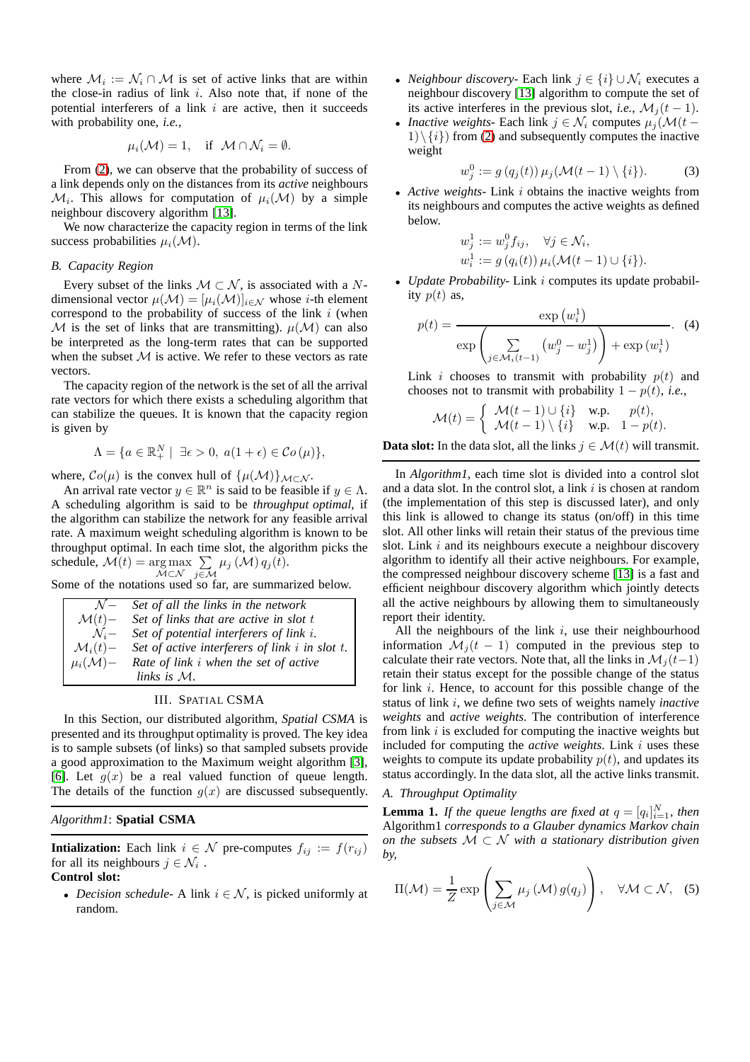where $\mathcal{M}_i := \mathcal{N}_i \cap \mathcal{M}$ is set of active links that are within the close-in radius of link $i$. Also note that, if none of the potential interferers of a link $i$ are active, then it succeeds with probability one, *i.e.*,

$$\mu_i(\mathcal{M}) = 1, \quad \text{if } \mathcal{M} \cap \mathcal{N}_i = \emptyset.$$

From (2), we can observe that the probability of success of a link depends only on the distances from its *active* neighbours $\mathcal{M}_i$. This allows for computation of $\mu_i(\mathcal{M})$ by a simple neighbour discovery algorithm [13].

We now characterize the capacity region in terms of the link success probabilities $\mu_i(\mathcal{M})$.

### B. Capacity Region

Every subset of the links $\mathcal{M} \subset \mathcal{N}$, is associated with a $N$-dimensional vector $\mu(\mathcal{M}) = [\mu_i(\mathcal{M})]_{i\in\mathcal{N}}$ whose $i$-th element correspond to the probability of success of the link $i$ (when $\mathcal{M}$ is the set of links that are transmitting). $\mu(\mathcal{M})$ can also be interpreted as the long-term rates that can be supported when the subset $\mathcal{M}$ is active. We refer to these vectors as rate vectors.

The capacity region of the network is the set of all the arrival rate vectors for which there exists a scheduling algorithm that can stabilize the queues. It is known that the capacity region is given by

$$\Lambda = \{a \in \mathbb{R}_+^N \mid \exists \epsilon > 0,\ a(1+\epsilon) \in \mathcal{C}o\left(\mu\right)\},$$

where, $\mathcal{C}o(\mu)$ is the convex hull of $\{\mu(\mathcal{M})\}_{\mathcal{M}\subset\mathcal{N}}$.

An arrival rate vector $y \in \mathbb{R}^n$ is said to be feasible if $y \in \Lambda$. A scheduling algorithm is said to be *throughput optimal*, if the algorithm can stabilize the network for any feasible arrival rate. A maximum weight scheduling algorithm is known to be throughput optimal. In each time slot, the algorithm picks the schedule, $\mathcal{M}(t) = \arg\max_{\mathcal{M}\subset\mathcal{N}} \sum_{j\in\mathcal{M}} \mu_j\left(\mathcal{M}\right) q_j(t)$.

Some of the notations used so far, are summarized below.

| | |
|---|---|
| $\mathcal{N}-$ | *Set of all the links in the network* |
| $\mathcal{M}(t)-$ | *Set of links that are active in slot $t$* |
| $\mathcal{N}_i-$ | *Set of potential interferers of link $i$.* |
| $\mathcal{M}_i(t)-$ | *Set of active interferers of link $i$ in slot $t$.* |
| $\mu_i(\mathcal{M})-$ | *Rate of link $i$ when the set of active links is $\mathcal{M}$.* |

## III. Spatial CSMA

In this Section, our distributed algorithm, *Spatial CSMA* is presented and its throughput optimality is proved. The key idea is to sample subsets (of links) so that sampled subsets provide a good approximation to the Maximum weight algorithm [3], [6]. Let $g(x)$ be a real valued function of queue length. The details of the function $g(x)$ are discussed subsequently.

---

*Algorithm1*: **Spatial CSMA**

---

**Intialization:** Each link $i \in \mathcal{N}$ pre-computes $f_{ij} := f(r_{ij})$ for all its neighbours $j \in \mathcal{N}_i$ .

**Control slot:**

- *Decision schedule-* A link $i \in \mathcal{N}$, is picked uniformly at random.
- *Neighbour discovery-* Each link $j \in \{i\} \cup \mathcal{N}_i$ executes a neighbour discovery [13] algorithm to compute the set of its active interferes in the previous slot, *i.e.*, $\mathcal{M}_j(t-1)$.
- *Inactive weights-* Each link $j \in \mathcal{N}_i$ computes $\mu_j(\mathcal{M}(t-1)\setminus\{i\})$ from (2) and subsequently computes the inactive weight

$$w_j^0 := g\left(q_j(t)\right)\mu_j(\mathcal{M}(t-1)\setminus\{i\}). \tag{3}$$

- *Active weights-* Link $i$ obtains the inactive weights from its neighbours and computes the active weights as defined below.

$$\begin{aligned} w_j^1 &:= w_j^0 f_{ij}, \quad \forall j \in \mathcal{N}_i, \\ w_i^1 &:= g\left(q_i(t)\right)\mu_i(\mathcal{M}(t-1)\cup\{i\}). \end{aligned}$$

- *Update Probability-* Link $i$ computes its update probability $p(t)$ as,

$$p(t) = \frac{\exp\left(w_i^1\right)}{\exp\left(\sum\limits_{j\in\mathcal{M}_i(t-1)}\left(w_j^0 - w_j^1\right)\right) + \exp\left(w_i^1\right)}. \tag{4}$$

Link $i$ chooses to transmit with probability $p(t)$ and chooses not to transmit with probability $1-p(t)$, *i.e.*,

$$\mathcal{M}(t) = \begin{cases} \mathcal{M}(t-1)\cup\{i\} & \text{w.p.} \quad p(t), \\ \mathcal{M}(t-1)\setminus\{i\} & \text{w.p.} \quad 1-p(t). \end{cases}$$

**Data slot:** In the data slot, all the links $j \in \mathcal{M}(t)$ will transmit.

---

In *Algorithm1*, each time slot is divided into a control slot and a data slot. In the control slot, a link $i$ is chosen at random (the implementation of this step is discussed later), and only this link is allowed to change its status (on/off) in this time slot. All other links will retain their status of the previous time slot. Link $i$ and its neighbours execute a neighbour discovery algorithm to identify all their active neighbours. For example, the compressed neighbour discovery scheme [13] is a fast and efficient neighbour discovery algorithm which jointly detects all the active neighbours by allowing them to simultaneously report their identity.

All the neighbours of the link $i$, use their neighbourhood information $\mathcal{M}_j(t-1)$ computed in the previous step to calculate their rate vectors. Note that, all the links in $\mathcal{M}_j(t-1)$ retain their status except for the possible change of the status for link $i$. Hence, to account for this possible change of the status of link $i$, we define two sets of weights namely *inactive weights* and *active weights*. The contribution of interference from link $i$ is excluded for computing the inactive weights but included for computing the *active weights*. Link $i$ uses these weights to compute its update probability $p(t)$, and updates its status accordingly. In the data slot, all the active links transmit.

### A. Throughput Optimality

**Lemma 1.** *If the queue lengths are fixed at $q = [q_i]_{i=1}^N$, then* Algorithm1 *corresponds to a Glauber dynamics Markov chain on the subsets $\mathcal{M} \subset \mathcal{N}$ with a stationary distribution given by,*

$$\Pi(\mathcal{M}) = \frac{1}{Z}\exp\left(\sum_{j\in\mathcal{M}}\mu_j\left(\mathcal{M}\right)g(q_j)\right), \quad \forall \mathcal{M} \subset \mathcal{N}, \tag{5}$$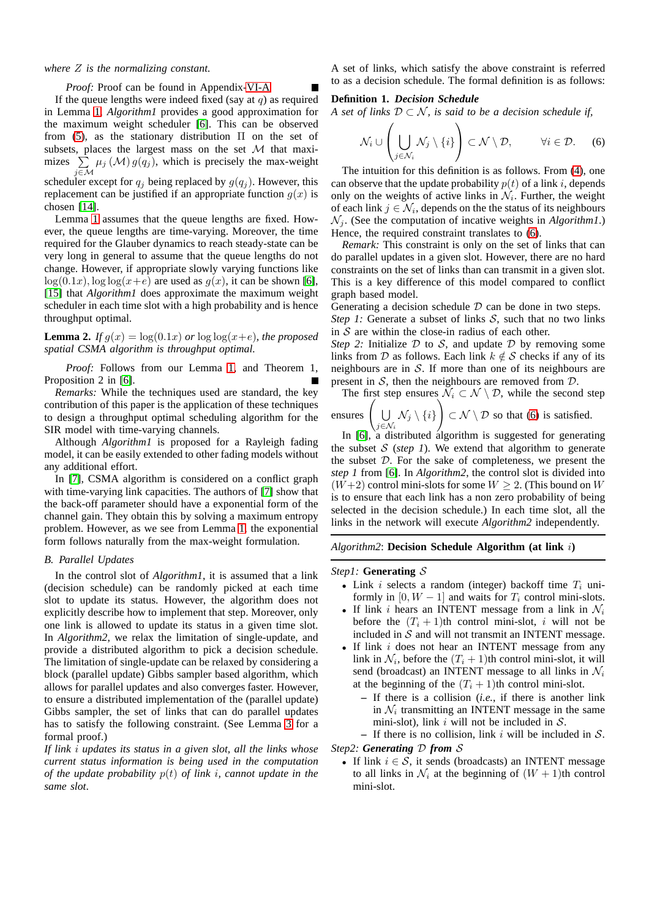*where $Z$ is the normalizing constant.*

*Proof:* Proof can be found in Appendix-VI-A. ■

If the queue lengths were indeed fixed (say at $q$) as required in Lemma 1, *Algorithm1* provides a good approximation for the maximum weight scheduler [6]. This can be observed from (5), as the stationary distribution $\Pi$ on the set of subsets, places the largest mass on the set $\mathcal{M}$ that maximizes $\sum_{j \in \mathcal{M}} \mu_j(\mathcal{M}) g(q_j)$, which is precisely the max-weight scheduler except for $q_j$ being replaced by $g(q_j)$. However, this replacement can be justified if an appropriate function $g(x)$ is chosen [14].

Lemma 1 assumes that the queue lengths are fixed. However, the queue lengths are time-varying. Moreover, the time required for the Glauber dynamics to reach steady-state can be very long in general to assume that the queue lengths do not change. However, if appropriate slowly varying functions like $\log(0.1x), \log\log(x+e)$ are used as $g(x)$, it can be shown [6], [15] that *Algorithm1* does approximate the maximum weight scheduler in each time slot with a high probability and is hence throughput optimal.

**Lemma 2.** *If $g(x) = \log(0.1x)$ or $\log\log(x+e)$, the proposed spatial CSMA algorithm is throughput optimal.*

*Proof:* Follows from our Lemma 1, and Theorem 1, Proposition 2 in [6]. ■

*Remarks:* While the techniques used are standard, the key contribution of this paper is the application of these techniques to design a throughput optimal scheduling algorithm for the SIR model with time-varying channels.

Although *Algorithm1* is proposed for a Rayleigh fading model, it can be easily extended to other fading models without any additional effort.

In [7], CSMA algorithm is considered on a conflict graph with time-varying link capacities. The authors of [7] show that the back-off parameter should have a exponential form of the channel gain. They obtain this by solving a maximum entropy problem. However, as we see from Lemma 1, the exponential form follows naturally from the max-weight formulation.

### B. Parallel Updates

In the control slot of *Algorithm1*, it is assumed that a link (decision schedule) can be randomly picked at each time slot to update its status. However, the algorithm does not explicitly describe how to implement that step. Moreover, only one link is allowed to update its status in a given time slot. In *Algorithm2*, we relax the limitation of single-update, and provide a distributed algorithm to pick a decision schedule. The limitation of single-update can be relaxed by considering a block (parallel update) Gibbs sampler based algorithm, which allows for parallel updates and also converges faster. However, to ensure a distributed implementation of the (parallel update) Gibbs sampler, the set of links that can do parallel updates has to satisfy the following constraint. (See Lemma 3 for a formal proof.)

*If link $i$ updates its status in a given slot, all the links whose current status information is being used in the computation of the update probability $p(t)$ of link $i$, cannot update in the same slot.*

A set of links, which satisfy the above constraint is referred to as a decision schedule. The formal definition is as follows:

**Definition 1.** ***Decision Schedule***
*A set of links $\mathcal{D} \subset \mathcal{N}$, is said to be a decision schedule if,*

$$\mathcal{N}_i \cup \left( \bigcup_{j \in \mathcal{N}_i} \mathcal{N}_j \setminus \{i\} \right) \subset \mathcal{N} \setminus \mathcal{D}, \qquad \forall i \in \mathcal{D}. \quad (6)$$

The intuition for this definition is as follows. From (4), one can observe that the update probability $p(t)$ of a link $i$, depends only on the weights of active links in $\mathcal{N}_i$. Further, the weight of each link $j \in \mathcal{N}_i$, depends on the the status of its neighbours $\mathcal{N}_j$. (See the computation of incative weights in *Algorithm1*.) Hence, the required constraint translates to (6).

*Remark:* This constraint is only on the set of links that can do parallel updates in a given slot. However, there are no hard constraints on the set of links than can transmit in a given slot. This is a key difference of this model compared to conflict graph based model.

Generating a decision schedule $\mathcal{D}$ can be done in two steps.
*Step 1:* Generate a subset of links $\mathcal{S}$, such that no two links in $\mathcal{S}$ are within the close-in radius of each other.
*Step 2:* Initialize $\mathcal{D}$ to $\mathcal{S}$, and update $\mathcal{D}$ by removing some links from $\mathcal{D}$ as follows. Each link $k \notin \mathcal{S}$ checks if any of its neighbours are in $\mathcal{S}$. If more than one of its neighbours are present in $\mathcal{S}$, then the neighbours are removed from $\mathcal{D}$.

The first step ensures $\mathcal{N}_i \subset \mathcal{N} \setminus \mathcal{D}$, while the second step ensures $\left( \bigcup_{j \in \mathcal{N}_i} \mathcal{N}_j \setminus \{i\} \right) \subset \mathcal{N} \setminus \mathcal{D}$ so that (6) is satisfied.

In [6], a distributed algorithm is suggested for generating the subset $\mathcal{S}$ (*step 1*). We extend that algorithm to generate the subset $\mathcal{D}$. For the sake of completeness, we present the *step 1* from [6]. In *Algorithm2*, the control slot is divided into $(W+2)$ control mini-slots for some $W \geq 2$. (This bound on $W$ is to ensure that each link has a non zero probability of being selected in the decision schedule.) In each time slot, all the links in the network will execute *Algorithm2* independently.

---

*Algorithm2*: **Decision Schedule Algorithm (at link $i$)**

---

*Step1:* **Generating $\mathcal{S}$**

- Link $i$ selects a random (integer) backoff time $T_i$ uniformly in $[0, W-1]$ and waits for $T_i$ control mini-slots.
- If link $i$ hears an INTENT message from a link in $\mathcal{N}_i$ before the $(T_i+1)$th control mini-slot, $i$ will not be included in $\mathcal{S}$ and will not transmit an INTENT message.
- If link $i$ does not hear an INTENT message from any link in $\mathcal{N}_i$, before the $(T_i+1)$th control mini-slot, it will send (broadcast) an INTENT message to all links in $\mathcal{N}_i$ at the beginning of the $(T_i+1)$th control mini-slot.
  - If there is a collision (*i.e.*, if there is another link in $\mathcal{N}_i$ transmitting an INTENT message in the same mini-slot), link $i$ will not be included in $\mathcal{S}$.
  - If there is no collision, link $i$ will be included in $\mathcal{S}$.

*Step2:* ***Generating $\mathcal{D}$ from $\mathcal{S}$***

- If link $i \in \mathcal{S}$, it sends (broadcasts) an INTENT message to all links in $\mathcal{N}_i$ at the beginning of $(W+1)$th control mini-slot.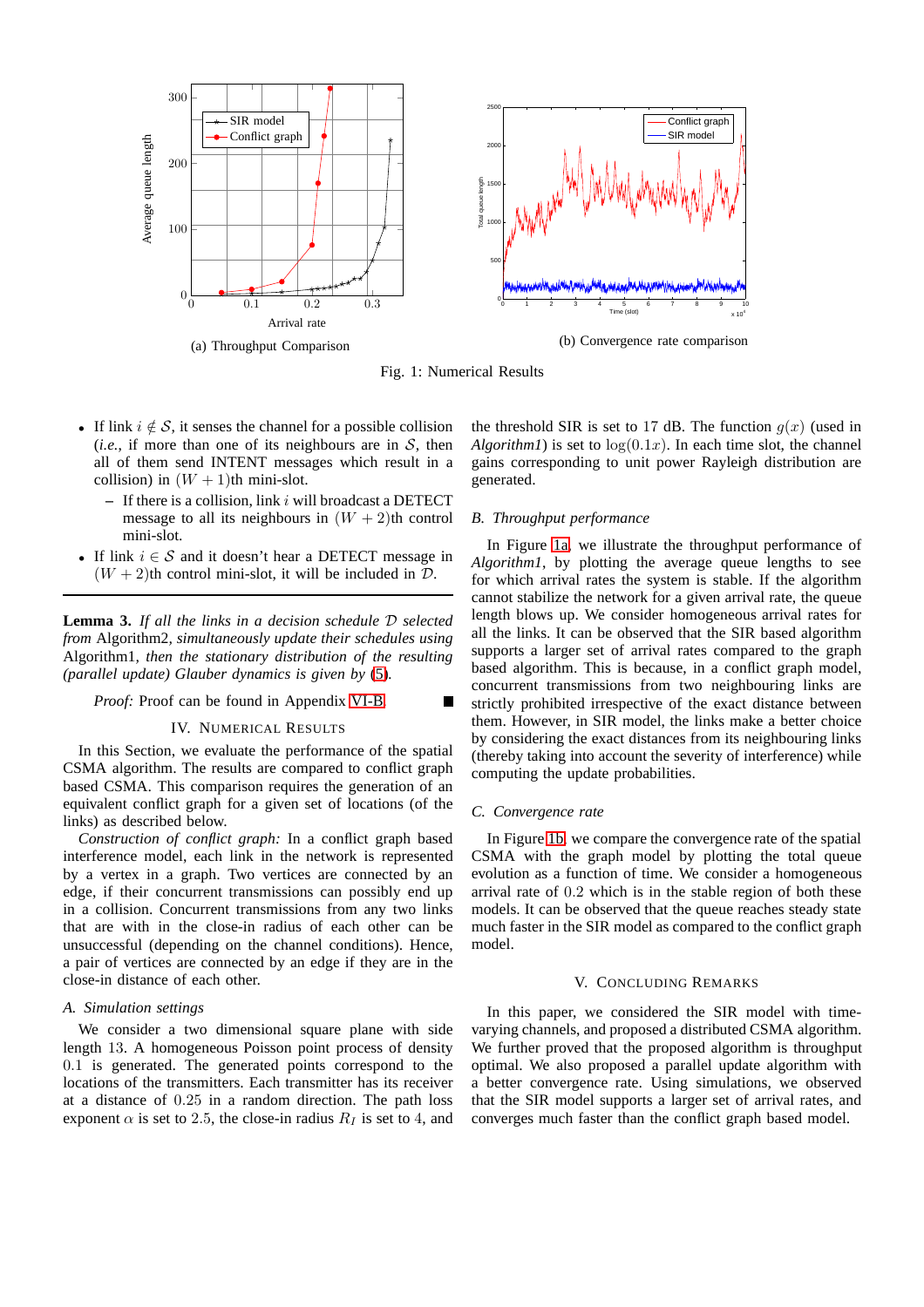(a) Throughput Comparison

(b) Convergence rate comparison

Fig. 1: Numerical Results

- If link $i \notin \mathcal{S}$, it senses the channel for a possible collision (*i.e.*, if more than one of its neighbours are in $\mathcal{S}$, then all of them send INTENT messages which result in a collision) in $(W+1)$th mini-slot.
  - If there is a collision, link $i$ will broadcast a DETECT message to all its neighbours in $(W+2)$th control mini-slot.
- If link $i \in \mathcal{S}$ and it doesn't hear a DETECT message in $(W+2)$th control mini-slot, it will be included in $\mathcal{D}$.

---

**Lemma 3.** *If all the links in a decision schedule $\mathcal{D}$ selected from* Algorithm2*, simultaneously update their schedules using* Algorithm1*, then the stationary distribution of the resulting (parallel update) Glauber dynamics is given by* (5)*.*

*Proof:* Proof can be found in Appendix VI-B. ∎

## IV. Numerical Results

In this Section, we evaluate the performance of the spatial CSMA algorithm. The results are compared to conflict graph based CSMA. This comparison requires the generation of an equivalent conflict graph for a given set of locations (of the links) as described below.

*Construction of conflict graph:* In a conflict graph based interference model, each link in the network is represented by a vertex in a graph. Two vertices are connected by an edge, if their concurrent transmissions can possibly end up in a collision. Concurrent transmissions from any two links that are with in the close-in radius of each other can be unsuccessful (depending on the channel conditions). Hence, a pair of vertices are connected by an edge if they are in the close-in distance of each other.

### A. Simulation settings

We consider a two dimensional square plane with side length $13$. A homogeneous Poisson point process of density $0.1$ is generated. The generated points correspond to the locations of the transmitters. Each transmitter has its receiver at a distance of $0.25$ in a random direction. The path loss exponent $\alpha$ is set to $2.5$, the close-in radius $R_I$ is set to $4$, and the threshold SIR is set to 17 dB. The function $g(x)$ (used in *Algorithm1*) is set to $\log(0.1x)$. In each time slot, the channel gains corresponding to unit power Rayleigh distribution are generated.

### B. Throughput performance

In Figure 1a, we illustrate the throughput performance of *Algorithm1*, by plotting the average queue lengths to see for which arrival rates the system is stable. If the algorithm cannot stabilize the network for a given arrival rate, the queue length blows up. We consider homogeneous arrival rates for all the links. It can be observed that the SIR based algorithm supports a larger set of arrival rates compared to the graph based algorithm. This is because, in a conflict graph model, concurrent transmissions from two neighbouring links are strictly prohibited irrespective of the exact distance between them. However, in SIR model, the links make a better choice by considering the exact distances from its neighbouring links (thereby taking into account the severity of interference) while computing the update probabilities.

### C. Convergence rate

In Figure 1b, we compare the convergence rate of the spatial CSMA with the graph model by plotting the total queue evolution as a function of time. We consider a homogeneous arrival rate of $0.2$ which is in the stable region of both these models. It can be observed that the queue reaches steady state much faster in the SIR model as compared to the conflict graph model.

## V. Concluding Remarks

In this paper, we considered the SIR model with time-varying channels, and proposed a distributed CSMA algorithm. We further proved that the proposed algorithm is throughput optimal. We also proposed a parallel update algorithm with a better convergence rate. Using simulations, we observed that the SIR model supports a larger set of arrival rates, and converges much faster than the conflict graph based model.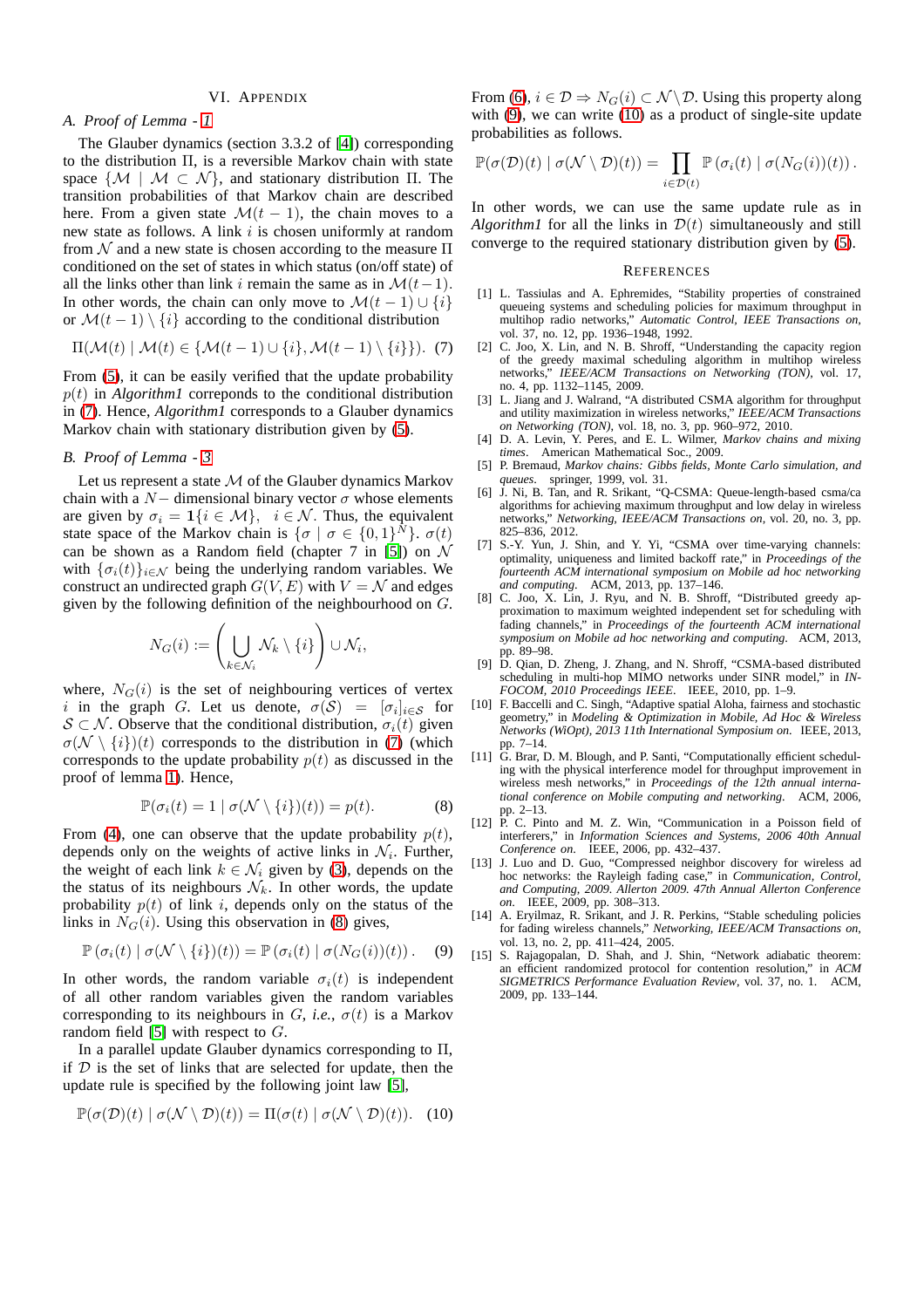## VI. Appendix

### A. Proof of Lemma - 1

The Glauber dynamics (section 3.3.2 of [4]) corresponding to the distribution $\Pi$, is a reversible Markov chain with state space $\{\mathcal{M} \mid \mathcal{M} \subset \mathcal{N}\}$, and stationary distribution $\Pi$. The transition probabilities of that Markov chain are described here. From a given state $\mathcal{M}(t-1)$, the chain moves to a new state as follows. A link $i$ is chosen uniformly at random from $\mathcal{N}$ and a new state is chosen according to the measure $\Pi$ conditioned on the set of states in which status (on/off state) of all the links other than link $i$ remain the same as in $\mathcal{M}(t-1)$. In other words, the chain can only move to $\mathcal{M}(t-1) \cup \{i\}$ or $\mathcal{M}(t-1) \setminus \{i\}$ according to the conditional distribution

$$\Pi(\mathcal{M}(t) \mid \mathcal{M}(t) \in \{\mathcal{M}(t-1) \cup \{i\}, \mathcal{M}(t-1) \setminus \{i\}\}). \quad (7)$$

From (5), it can be easily verified that the update probability $p(t)$ in *Algorithm1* correponds to the conditional distribution in (7). Hence, *Algorithm1* corresponds to a Glauber dynamics Markov chain with stationary distribution given by (5).

### B. Proof of Lemma - 3

Let us represent a state $\mathcal{M}$ of the Glauber dynamics Markov chain with a $N-$ dimensional binary vector $\sigma$ whose elements are given by $\sigma_i = \mathbf{1}\{i \in \mathcal{M}\}, \quad i \in \mathcal{N}$. Thus, the equivalent state space of the Markov chain is $\{\sigma \mid \sigma \in \{0,1\}^N\}$. $\sigma(t)$ can be shown as a Random field (chapter 7 in [5]) on $\mathcal{N}$ with $\{\sigma_i(t)\}_{i\in\mathcal{N}}$ being the underlying random variables. We construct an undirected graph $G(V,E)$ with $V = \mathcal{N}$ and edges given by the following definition of the neighbourhood on $G$.

$$N_G(i) := \left( \bigcup_{k \in \mathcal{N}_i} \mathcal{N}_k \setminus \{i\} \right) \cup \mathcal{N}_i,$$

where, $N_G(i)$ is the set of neighbouring vertices of vertex $i$ in the graph $G$. Let us denote, $\sigma(\mathcal{S}) = [\sigma_i]_{i\in\mathcal{S}}$ for $\mathcal{S} \subset \mathcal{N}$. Observe that the conditional distribution, $\sigma_i(t)$ given $\sigma(\mathcal{N} \setminus \{i\})(t)$ corresponds to the distribution in (7) (which corresponds to the update probability $p(t)$ as discussed in the proof of lemma 1). Hence,

$$\mathbb{P}(\sigma_i(t) = 1 \mid \sigma(\mathcal{N} \setminus \{i\})(t)) = p(t). \quad (8)$$

From (4), one can observe that the update probability $p(t)$, depends only on the weights of active links in $\mathcal{N}_i$. Further, the weight of each link $k \in \mathcal{N}_i$ given by (3), depends on the the status of its neighbours $\mathcal{N}_k$. In other words, the update probability $p(t)$ of link $i$, depends only on the status of the links in $N_G(i)$. Using this observation in (8) gives,

$$\mathbb{P}\left(\sigma_i(t) \mid \sigma(\mathcal{N} \setminus \{i\})(t)\right) = \mathbb{P}\left(\sigma_i(t) \mid \sigma(N_G(i))(t)\right). \quad (9)$$

In other words, the random variable $\sigma_i(t)$ is independent of all other random variables given the random variables corresponding to its neighbours in $G$, *i.e.*, $\sigma(t)$ is a Markov random field [5] with respect to $G$.

In a parallel update Glauber dynamics corresponding to $\Pi$, if $\mathcal{D}$ is the set of links that are selected for update, then the update rule is specified by the following joint law [5],

$$\mathbb{P}(\sigma(\mathcal{D})(t) \mid \sigma(\mathcal{N} \setminus \mathcal{D})(t)) = \Pi(\sigma(t) \mid \sigma(\mathcal{N} \setminus \mathcal{D})(t)). \quad (10)$$

From (6), $i \in \mathcal{D} \Rightarrow N_G(i) \subset \mathcal{N} \setminus \mathcal{D}$. Using this property along with (9), we can write (10) as a product of single-site update probabilities as follows.

$$\mathbb{P}(\sigma(\mathcal{D})(t) \mid \sigma(\mathcal{N} \setminus \mathcal{D})(t)) = \prod_{i \in \mathcal{D}(t)} \mathbb{P}\left(\sigma_i(t) \mid \sigma(N_G(i))(t)\right).$$

In other words, we can use the same update rule as in *Algorithm1* for all the links in $\mathcal{D}(t)$ simultaneously and still converge to the required stationary distribution given by (5).

## References

[1] L. Tassiulas and A. Ephremides, "Stability properties of constrained queueing systems and scheduling policies for maximum throughput in multihop radio networks," *Automatic Control, IEEE Transactions on*, vol. 37, no. 12, pp. 1936–1948, 1992.

[2] C. Joo, X. Lin, and N. B. Shroff, "Understanding the capacity region of the greedy maximal scheduling algorithm in multihop wireless networks," *IEEE/ACM Transactions on Networking (TON)*, vol. 17, no. 4, pp. 1132–1145, 2009.

[3] L. Jiang and J. Walrand, "A distributed CSMA algorithm for throughput and utility maximization in wireless networks," *IEEE/ACM Transactions on Networking (TON)*, vol. 18, no. 3, pp. 960–972, 2010.

[4] D. A. Levin, Y. Peres, and E. L. Wilmer, *Markov chains and mixing times*. American Mathematical Soc., 2009.

[5] P. Bremaud, *Markov chains: Gibbs fields, Monte Carlo simulation, and queues*. springer, 1999, vol. 31.

[6] J. Ni, B. Tan, and R. Srikant, "Q-CSMA: Queue-length-based csma/ca algorithms for achieving maximum throughput and low delay in wireless networks," *Networking, IEEE/ACM Transactions on*, vol. 20, no. 3, pp. 825–836, 2012.

[7] S.-Y. Yun, J. Shin, and Y. Yi, "CSMA over time-varying channels: optimality, uniqueness and limited backoff rate," in *Proceedings of the fourteenth ACM international symposium on Mobile ad hoc networking and computing*. ACM, 2013, pp. 137–146.

[8] C. Joo, X. Lin, J. Ryu, and N. B. Shroff, "Distributed greedy approximation to maximum weighted independent set for scheduling with fading channels," in *Proceedings of the fourteenth ACM international symposium on Mobile ad hoc networking and computing*. ACM, 2013, pp. 89–98.

[9] D. Qian, D. Zheng, J. Zhang, and N. Shroff, "CSMA-based distributed scheduling in multi-hop MIMO networks under SINR model," in *INFOCOM, 2010 Proceedings IEEE*. IEEE, 2010, pp. 1–9.

[10] F. Baccelli and C. Singh, "Adaptive spatial Aloha, fairness and stochastic geometry," in *Modeling & Optimization in Mobile, Ad Hoc & Wireless Networks (WiOpt), 2013 11th International Symposium on*. IEEE, 2013, pp. 7–14.

[11] G. Brar, D. M. Blough, and P. Santi, "Computationally efficient scheduling with the physical interference model for throughput improvement in wireless mesh networks," in *Proceedings of the 12th annual international conference on Mobile computing and networking*. ACM, 2006, pp. 2–13.

[12] P. C. Pinto and M. Z. Win, "Communication in a Poisson field of interferers," in *Information Sciences and Systems, 2006 40th Annual Conference on*. IEEE, 2006, pp. 432–437.

[13] J. Luo and D. Guo, "Compressed neighbor discovery for wireless ad hoc networks: the Rayleigh fading case," in *Communication, Control, and Computing, 2009. Allerton 2009. 47th Annual Allerton Conference on*. IEEE, 2009, pp. 308–313.

[14] A. Eryilmaz, R. Srikant, and J. R. Perkins, "Stable scheduling policies for fading wireless channels," *Networking, IEEE/ACM Transactions on*, vol. 13, no. 2, pp. 411–424, 2005.

[15] S. Rajagopalan, D. Shah, and J. Shin, "Network adiabatic theorem: an efficient randomized protocol for contention resolution," in *ACM SIGMETRICS Performance Evaluation Review*, vol. 37, no. 1. ACM, 2009, pp. 133–144.